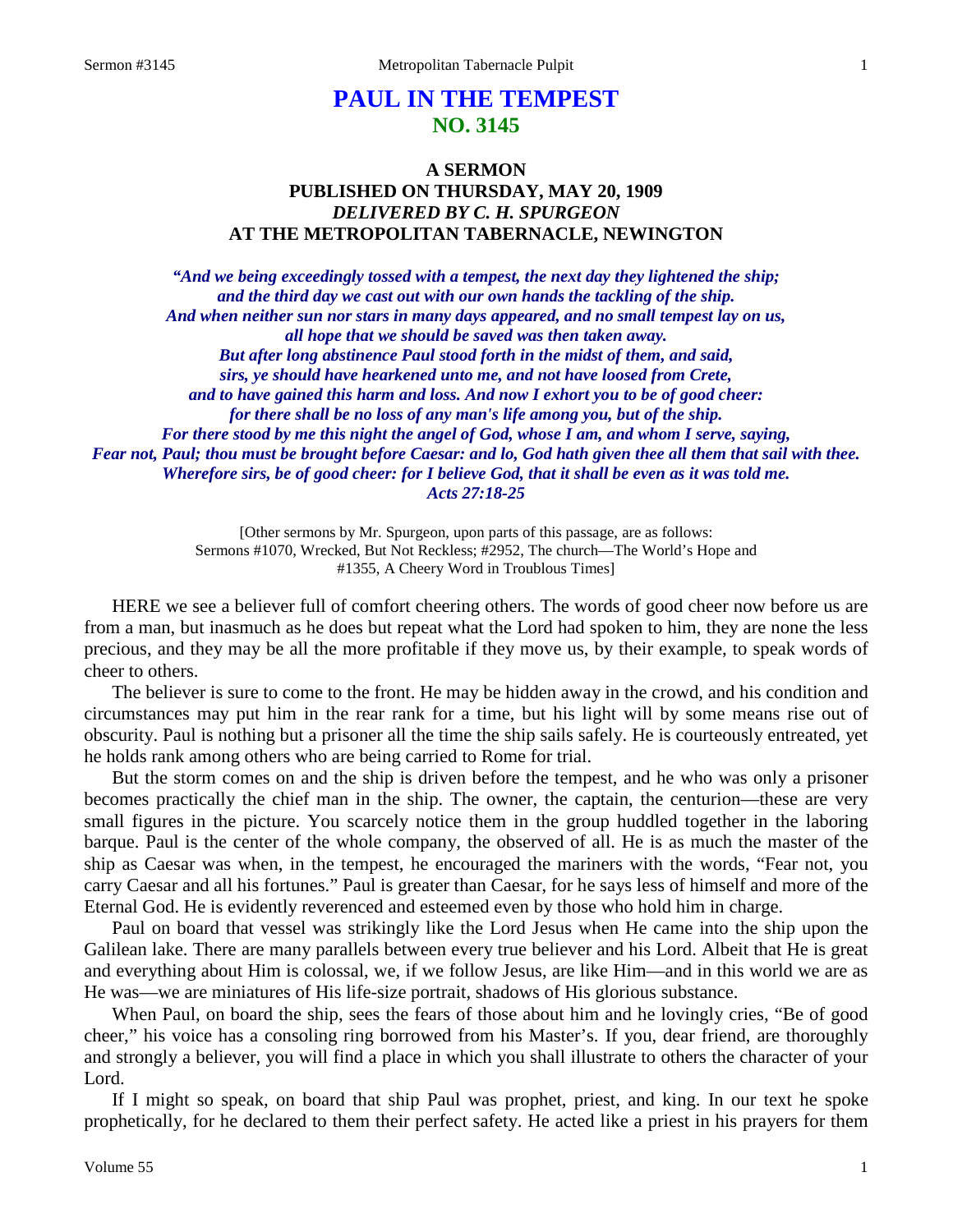# PAUL IN THE TEMPEST
## NO. 3145

### A SERMON
### PUBLISHED ON THURSDAY, MAY 20, 1909
### *DELIVERED BY C. H. SPURGEON*
### AT THE METROPOLITAN TABERNACLE, NEWINGTON

***"And we being exceedingly tossed with a tempest, the next day they lightened the ship; and the third day we cast out with our own hands the tackling of the ship. And when neither sun nor stars in many days appeared, and no small tempest lay on us, all hope that we should be saved was then taken away. But after long abstinence Paul stood forth in the midst of them, and said, sirs, ye should have hearkened unto me, and not have loosed from Crete, and to have gained this harm and loss. And now I exhort you to be of good cheer: for there shall be no loss of any man's life among you, but of the ship. For there stood by me this night the angel of God, whose I am, and whom I serve, saying, Fear not, Paul; thou must be brought before Caesar: and lo, God hath given thee all them that sail with thee. Wherefore sirs, be of good cheer: for I believe God, that it shall be even as it was told me. Acts 27:18-25***

[Other sermons by Mr. Spurgeon, upon parts of this passage, are as follows: Sermons #1070, Wrecked, But Not Reckless; #2952, The church—The World's Hope and #1355, A Cheery Word in Troublous Times]

HERE we see a believer full of comfort cheering others. The words of good cheer now before us are from a man, but inasmuch as he does but repeat what the Lord had spoken to him, they are none the less precious, and they may be all the more profitable if they move us, by their example, to speak words of cheer to others.

The believer is sure to come to the front. He may be hidden away in the crowd, and his condition and circumstances may put him in the rear rank for a time, but his light will by some means rise out of obscurity. Paul is nothing but a prisoner all the time the ship sails safely. He is courteously entreated, yet he holds rank among others who are being carried to Rome for trial.

But the storm comes on and the ship is driven before the tempest, and he who was only a prisoner becomes practically the chief man in the ship. The owner, the captain, the centurion—these are very small figures in the picture. You scarcely notice them in the group huddled together in the laboring barque. Paul is the center of the whole company, the observed of all. He is as much the master of the ship as Caesar was when, in the tempest, he encouraged the mariners with the words, "Fear not, you carry Caesar and all his fortunes." Paul is greater than Caesar, for he says less of himself and more of the Eternal God. He is evidently reverenced and esteemed even by those who hold him in charge.

Paul on board that vessel was strikingly like the Lord Jesus when He came into the ship upon the Galilean lake. There are many parallels between every true believer and his Lord. Albeit that He is great and everything about Him is colossal, we, if we follow Jesus, are like Him—and in this world we are as He was—we are miniatures of His life-size portrait, shadows of His glorious substance.

When Paul, on board the ship, sees the fears of those about him and he lovingly cries, "Be of good cheer," his voice has a consoling ring borrowed from his Master's. If you, dear friend, are thoroughly and strongly a believer, you will find a place in which you shall illustrate to others the character of your Lord.

If I might so speak, on board that ship Paul was prophet, priest, and king. In our text he spoke prophetically, for he declared to them their perfect safety. He acted like a priest in his prayers for them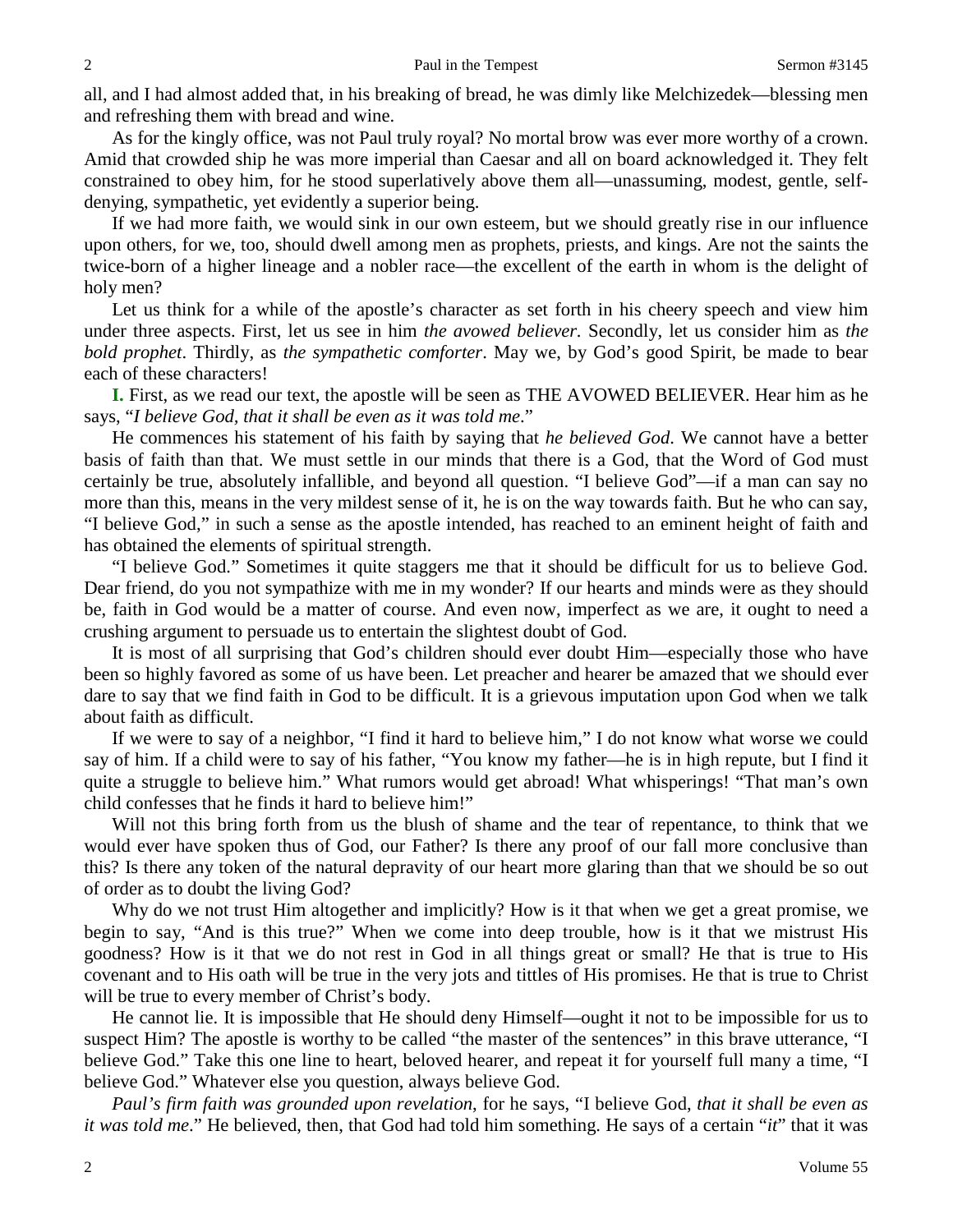all, and I had almost added that, in his breaking of bread, he was dimly like Melchizedek—blessing men and refreshing them with bread and wine.

As for the kingly office, was not Paul truly royal? No mortal brow was ever more worthy of a crown. Amid that crowded ship he was more imperial than Caesar and all on board acknowledged it. They felt constrained to obey him, for he stood superlatively above them all—unassuming, modest, gentle, self-denying, sympathetic, yet evidently a superior being.

If we had more faith, we would sink in our own esteem, but we should greatly rise in our influence upon others, for we, too, should dwell among men as prophets, priests, and kings. Are not the saints the twice-born of a higher lineage and a nobler race—the excellent of the earth in whom is the delight of holy men?

Let us think for a while of the apostle's character as set forth in his cheery speech and view him under three aspects. First, let us see in him *the avowed believer.* Secondly, let us consider him as *the bold prophet*. Thirdly, as *the sympathetic comforter*. May we, by God's good Spirit, be made to bear each of these characters!

**I.** First, as we read our text, the apostle will be seen as THE AVOWED BELIEVER. Hear him as he says, "*I believe God, that it shall be even as it was told me*."

He commences his statement of his faith by saying that *he believed God*. We cannot have a better basis of faith than that. We must settle in our minds that there is a God, that the Word of God must certainly be true, absolutely infallible, and beyond all question. "I believe God"—if a man can say no more than this, means in the very mildest sense of it, he is on the way towards faith. But he who can say, "I believe God," in such a sense as the apostle intended, has reached to an eminent height of faith and has obtained the elements of spiritual strength.

"I believe God." Sometimes it quite staggers me that it should be difficult for us to believe God. Dear friend, do you not sympathize with me in my wonder? If our hearts and minds were as they should be, faith in God would be a matter of course. And even now, imperfect as we are, it ought to need a crushing argument to persuade us to entertain the slightest doubt of God.

It is most of all surprising that God's children should ever doubt Him—especially those who have been so highly favored as some of us have been. Let preacher and hearer be amazed that we should ever dare to say that we find faith in God to be difficult. It is a grievous imputation upon God when we talk about faith as difficult.

If we were to say of a neighbor, "I find it hard to believe him," I do not know what worse we could say of him. If a child were to say of his father, "You know my father—he is in high repute, but I find it quite a struggle to believe him." What rumors would get abroad! What whisperings! "That man's own child confesses that he finds it hard to believe him!"

Will not this bring forth from us the blush of shame and the tear of repentance, to think that we would ever have spoken thus of God, our Father? Is there any proof of our fall more conclusive than this? Is there any token of the natural depravity of our heart more glaring than that we should be so out of order as to doubt the living God?

Why do we not trust Him altogether and implicitly? How is it that when we get a great promise, we begin to say, "And is this true?" When we come into deep trouble, how is it that we mistrust His goodness? How is it that we do not rest in God in all things great or small? He that is true to His covenant and to His oath will be true in the very jots and tittles of His promises. He that is true to Christ will be true to every member of Christ's body.

He cannot lie. It is impossible that He should deny Himself—ought it not to be impossible for us to suspect Him? The apostle is worthy to be called "the master of the sentences" in this brave utterance, "I believe God." Take this one line to heart, beloved hearer, and repeat it for yourself full many a time, "I believe God." Whatever else you question, always believe God.

*Paul's firm faith was grounded upon revelation*, for he says, "I believe God, *that it shall be even as it was told me*." He believed, then, that God had told him something. He says of a certain "*it*" that it was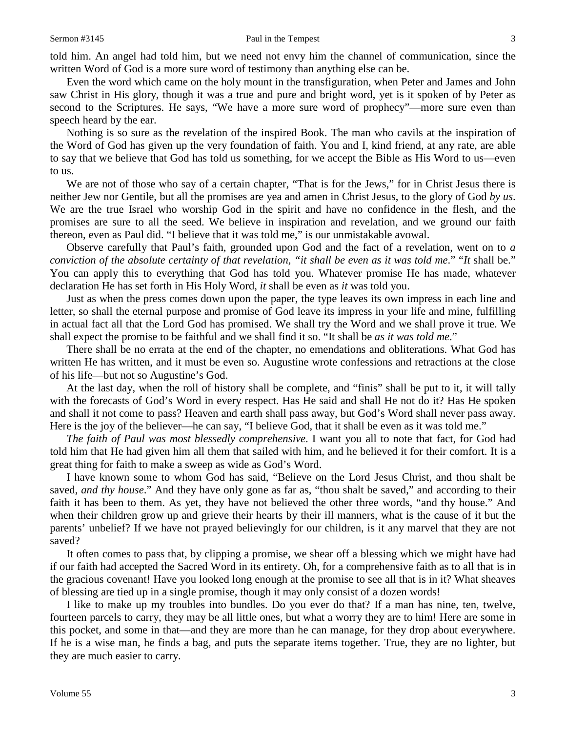told him. An angel had told him, but we need not envy him the channel of communication, since the written Word of God is a more sure word of testimony than anything else can be.

Even the word which came on the holy mount in the transfiguration, when Peter and James and John saw Christ in His glory, though it was a true and pure and bright word, yet is it spoken of by Peter as second to the Scriptures. He says, "We have a more sure word of prophecy"—more sure even than speech heard by the ear.

Nothing is so sure as the revelation of the inspired Book. The man who cavils at the inspiration of the Word of God has given up the very foundation of faith. You and I, kind friend, at any rate, are able to say that we believe that God has told us something, for we accept the Bible as His Word to us—even to us.

We are not of those who say of a certain chapter, "That is for the Jews," for in Christ Jesus there is neither Jew nor Gentile, but all the promises are yea and amen in Christ Jesus, to the glory of God *by us*. We are the true Israel who worship God in the spirit and have no confidence in the flesh, and the promises are sure to all the seed. We believe in inspiration and revelation, and we ground our faith thereon, even as Paul did. "I believe that it was told me," is our unmistakable avowal.

Observe carefully that Paul's faith, grounded upon God and the fact of a revelation, went on to *a conviction of the absolute certainty of that revelation, "it shall be even as it was told me*." "*It* shall be." You can apply this to everything that God has told you. Whatever promise He has made, whatever declaration He has set forth in His Holy Word, *it* shall be even as *it* was told you.

Just as when the press comes down upon the paper, the type leaves its own impress in each line and letter, so shall the eternal purpose and promise of God leave its impress in your life and mine, fulfilling in actual fact all that the Lord God has promised. We shall try the Word and we shall prove it true. We shall expect the promise to be faithful and we shall find it so. "It shall be *as it was told me*."

There shall be no errata at the end of the chapter, no emendations and obliterations. What God has written He has written, and it must be even so. Augustine wrote confessions and retractions at the close of his life—but not so Augustine's God.

At the last day, when the roll of history shall be complete, and "finis" shall be put to it, it will tally with the forecasts of God's Word in every respect. Has He said and shall He not do it? Has He spoken and shall it not come to pass? Heaven and earth shall pass away, but God's Word shall never pass away. Here is the joy of the believer—he can say, "I believe God, that it shall be even as it was told me."

*The faith of Paul was most blessedly comprehensive*. I want you all to note that fact, for God had told him that He had given him all them that sailed with him, and he believed it for their comfort. It is a great thing for faith to make a sweep as wide as God's Word.

I have known some to whom God has said, "Believe on the Lord Jesus Christ, and thou shalt be saved, *and thy house*." And they have only gone as far as, "thou shalt be saved," and according to their faith it has been to them. As yet, they have not believed the other three words, "and thy house." And when their children grow up and grieve their hearts by their ill manners, what is the cause of it but the parents' unbelief? If we have not prayed believingly for our children, is it any marvel that they are not saved?

It often comes to pass that, by clipping a promise, we shear off a blessing which we might have had if our faith had accepted the Sacred Word in its entirety. Oh, for a comprehensive faith as to all that is in the gracious covenant! Have you looked long enough at the promise to see all that is in it? What sheaves of blessing are tied up in a single promise, though it may only consist of a dozen words!

I like to make up my troubles into bundles. Do you ever do that? If a man has nine, ten, twelve, fourteen parcels to carry, they may be all little ones, but what a worry they are to him! Here are some in this pocket, and some in that—and they are more than he can manage, for they drop about everywhere. If he is a wise man, he finds a bag, and puts the separate items together. True, they are no lighter, but they are much easier to carry.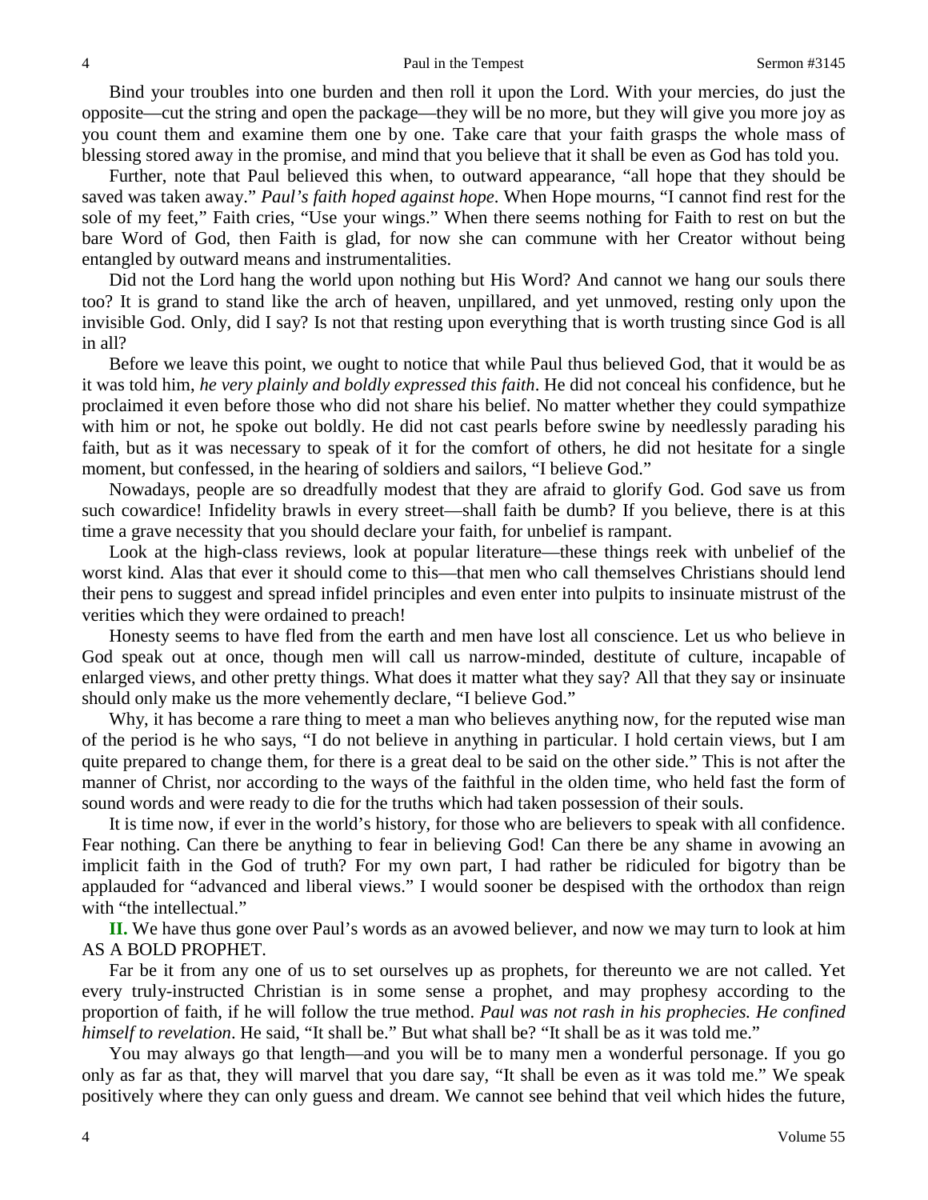Bind your troubles into one burden and then roll it upon the Lord. With your mercies, do just the opposite—cut the string and open the package—they will be no more, but they will give you more joy as you count them and examine them one by one. Take care that your faith grasps the whole mass of blessing stored away in the promise, and mind that you believe that it shall be even as God has told you.

Further, note that Paul believed this when, to outward appearance, "all hope that they should be saved was taken away." *Paul's faith hoped against hope*. When Hope mourns, "I cannot find rest for the sole of my feet," Faith cries, "Use your wings." When there seems nothing for Faith to rest on but the bare Word of God, then Faith is glad, for now she can commune with her Creator without being entangled by outward means and instrumentalities.

Did not the Lord hang the world upon nothing but His Word? And cannot we hang our souls there too? It is grand to stand like the arch of heaven, unpillared, and yet unmoved, resting only upon the invisible God. Only, did I say? Is not that resting upon everything that is worth trusting since God is all in all?

Before we leave this point, we ought to notice that while Paul thus believed God, that it would be as it was told him, *he very plainly and boldly expressed this faith*. He did not conceal his confidence, but he proclaimed it even before those who did not share his belief. No matter whether they could sympathize with him or not, he spoke out boldly. He did not cast pearls before swine by needlessly parading his faith, but as it was necessary to speak of it for the comfort of others, he did not hesitate for a single moment, but confessed, in the hearing of soldiers and sailors, "I believe God."

Nowadays, people are so dreadfully modest that they are afraid to glorify God. God save us from such cowardice! Infidelity brawls in every street—shall faith be dumb? If you believe, there is at this time a grave necessity that you should declare your faith, for unbelief is rampant.

Look at the high-class reviews, look at popular literature—these things reek with unbelief of the worst kind. Alas that ever it should come to this—that men who call themselves Christians should lend their pens to suggest and spread infidel principles and even enter into pulpits to insinuate mistrust of the verities which they were ordained to preach!

Honesty seems to have fled from the earth and men have lost all conscience. Let us who believe in God speak out at once, though men will call us narrow-minded, destitute of culture, incapable of enlarged views, and other pretty things. What does it matter what they say? All that they say or insinuate should only make us the more vehemently declare, "I believe God."

Why, it has become a rare thing to meet a man who believes anything now, for the reputed wise man of the period is he who says, "I do not believe in anything in particular. I hold certain views, but I am quite prepared to change them, for there is a great deal to be said on the other side." This is not after the manner of Christ, nor according to the ways of the faithful in the olden time, who held fast the form of sound words and were ready to die for the truths which had taken possession of their souls.

It is time now, if ever in the world's history, for those who are believers to speak with all confidence. Fear nothing. Can there be anything to fear in believing God! Can there be any shame in avowing an implicit faith in the God of truth? For my own part, I had rather be ridiculed for bigotry than be applauded for "advanced and liberal views." I would sooner be despised with the orthodox than reign with "the intellectual."

**II.** We have thus gone over Paul's words as an avowed believer, and now we may turn to look at him AS A BOLD PROPHET.

Far be it from any one of us to set ourselves up as prophets, for thereunto we are not called. Yet every truly-instructed Christian is in some sense a prophet, and may prophesy according to the proportion of faith, if he will follow the true method. *Paul was not rash in his prophecies. He confined himself to revelation*. He said, "It shall be." But what shall be? "It shall be as it was told me."

You may always go that length—and you will be to many men a wonderful personage. If you go only as far as that, they will marvel that you dare say, "It shall be even as it was told me." We speak positively where they can only guess and dream. We cannot see behind that veil which hides the future,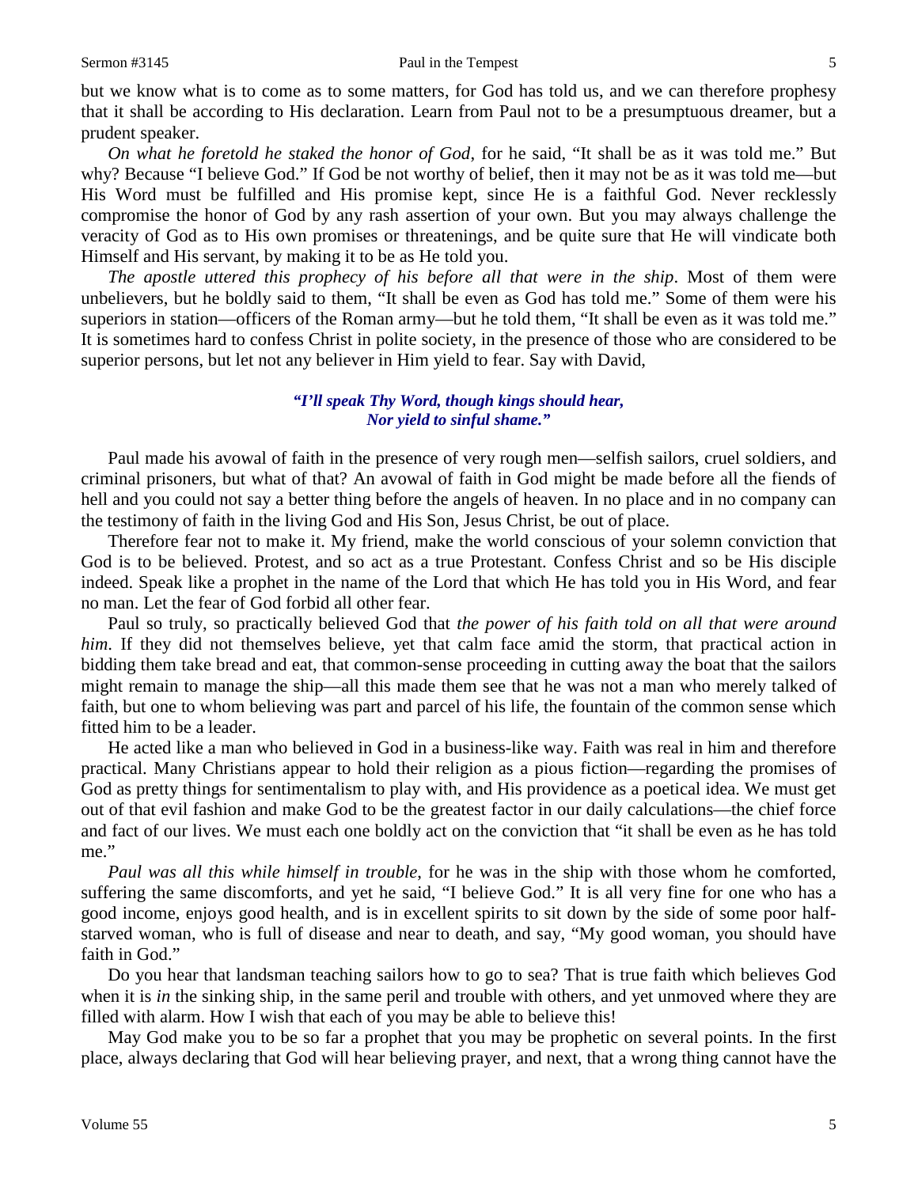but we know what is to come as to some matters, for God has told us, and we can therefore prophesy that it shall be according to His declaration. Learn from Paul not to be a presumptuous dreamer, but a prudent speaker.

*On what he foretold he staked the honor of God*, for he said, "It shall be as it was told me." But why? Because "I believe God." If God be not worthy of belief, then it may not be as it was told me—but His Word must be fulfilled and His promise kept, since He is a faithful God. Never recklessly compromise the honor of God by any rash assertion of your own. But you may always challenge the veracity of God as to His own promises or threatenings, and be quite sure that He will vindicate both Himself and His servant, by making it to be as He told you.

*The apostle uttered this prophecy of his before all that were in the ship*. Most of them were unbelievers, but he boldly said to them, "It shall be even as God has told me." Some of them were his superiors in station—officers of the Roman army—but he told them, "It shall be even as it was told me." It is sometimes hard to confess Christ in polite society, in the presence of those who are considered to be superior persons, but let not any believer in Him yield to fear. Say with David,

> *"I'll speak Thy Word, though kings should hear,*
> *Nor yield to sinful shame."*

Paul made his avowal of faith in the presence of very rough men—selfish sailors, cruel soldiers, and criminal prisoners, but what of that? An avowal of faith in God might be made before all the fiends of hell and you could not say a better thing before the angels of heaven. In no place and in no company can the testimony of faith in the living God and His Son, Jesus Christ, be out of place.

Therefore fear not to make it. My friend, make the world conscious of your solemn conviction that God is to be believed. Protest, and so act as a true Protestant. Confess Christ and so be His disciple indeed. Speak like a prophet in the name of the Lord that which He has told you in His Word, and fear no man. Let the fear of God forbid all other fear.

Paul so truly, so practically believed God that *the power of his faith told on all that were around him*. If they did not themselves believe, yet that calm face amid the storm, that practical action in bidding them take bread and eat, that common-sense proceeding in cutting away the boat that the sailors might remain to manage the ship—all this made them see that he was not a man who merely talked of faith, but one to whom believing was part and parcel of his life, the fountain of the common sense which fitted him to be a leader.

He acted like a man who believed in God in a business-like way. Faith was real in him and therefore practical. Many Christians appear to hold their religion as a pious fiction—regarding the promises of God as pretty things for sentimentalism to play with, and His providence as a poetical idea. We must get out of that evil fashion and make God to be the greatest factor in our daily calculations—the chief force and fact of our lives. We must each one boldly act on the conviction that "it shall be even as he has told me."

*Paul was all this while himself in trouble*, for he was in the ship with those whom he comforted, suffering the same discomforts, and yet he said, "I believe God." It is all very fine for one who has a good income, enjoys good health, and is in excellent spirits to sit down by the side of some poor half-starved woman, who is full of disease and near to death, and say, "My good woman, you should have faith in God."

Do you hear that landsman teaching sailors how to go to sea? That is true faith which believes God when it is *in* the sinking ship, in the same peril and trouble with others, and yet unmoved where they are filled with alarm. How I wish that each of you may be able to believe this!

May God make you to be so far a prophet that you may be prophetic on several points. In the first place, always declaring that God will hear believing prayer, and next, that a wrong thing cannot have the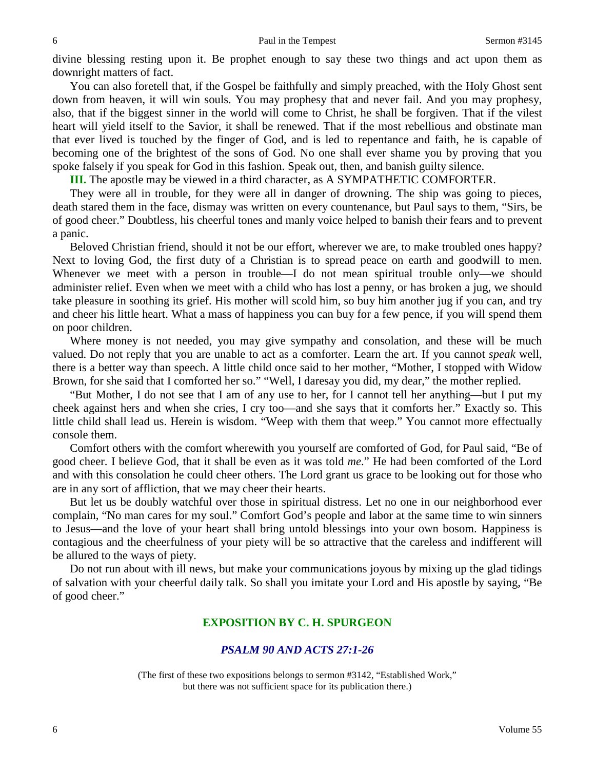divine blessing resting upon it. Be prophet enough to say these two things and act upon them as downright matters of fact.

You can also foretell that, if the Gospel be faithfully and simply preached, with the Holy Ghost sent down from heaven, it will win souls. You may prophesy that and never fail. And you may prophesy, also, that if the biggest sinner in the world will come to Christ, he shall be forgiven. That if the vilest heart will yield itself to the Savior, it shall be renewed. That if the most rebellious and obstinate man that ever lived is touched by the finger of God, and is led to repentance and faith, he is capable of becoming one of the brightest of the sons of God. No one shall ever shame you by proving that you spoke falsely if you speak for God in this fashion. Speak out, then, and banish guilty silence.

**III.** The apostle may be viewed in a third character, as A SYMPATHETIC COMFORTER.

They were all in trouble, for they were all in danger of drowning. The ship was going to pieces, death stared them in the face, dismay was written on every countenance, but Paul says to them, "Sirs, be of good cheer." Doubtless, his cheerful tones and manly voice helped to banish their fears and to prevent a panic.

Beloved Christian friend, should it not be our effort, wherever we are, to make troubled ones happy? Next to loving God, the first duty of a Christian is to spread peace on earth and goodwill to men. Whenever we meet with a person in trouble—I do not mean spiritual trouble only—we should administer relief. Even when we meet with a child who has lost a penny, or has broken a jug, we should take pleasure in soothing its grief. His mother will scold him, so buy him another jug if you can, and try and cheer his little heart. What a mass of happiness you can buy for a few pence, if you will spend them on poor children.

Where money is not needed, you may give sympathy and consolation, and these will be much valued. Do not reply that you are unable to act as a comforter. Learn the art. If you cannot *speak* well, there is a better way than speech. A little child once said to her mother, "Mother, I stopped with Widow Brown, for she said that I comforted her so." "Well, I daresay you did, my dear," the mother replied.

"But Mother, I do not see that I am of any use to her, for I cannot tell her anything—but I put my cheek against hers and when she cries, I cry too—and she says that it comforts her." Exactly so. This little child shall lead us. Herein is wisdom. "Weep with them that weep." You cannot more effectually console them.

Comfort others with the comfort wherewith you yourself are comforted of God, for Paul said, "Be of good cheer. I believe God, that it shall be even as it was told *me*." He had been comforted of the Lord and with this consolation he could cheer others. The Lord grant us grace to be looking out for those who are in any sort of affliction, that we may cheer their hearts.

But let us be doubly watchful over those in spiritual distress. Let no one in our neighborhood ever complain, "No man cares for my soul." Comfort God's people and labor at the same time to win sinners to Jesus—and the love of your heart shall bring untold blessings into your own bosom. Happiness is contagious and the cheerfulness of your piety will be so attractive that the careless and indifferent will be allured to the ways of piety.

Do not run about with ill news, but make your communications joyous by mixing up the glad tidings of salvation with your cheerful daily talk. So shall you imitate your Lord and His apostle by saying, "Be of good cheer."

## EXPOSITION BY C. H. SPURGEON

### *PSALM 90 AND ACTS 27:1-26*

(The first of these two expositions belongs to sermon #3142, "Established Work," but there was not sufficient space for its publication there.)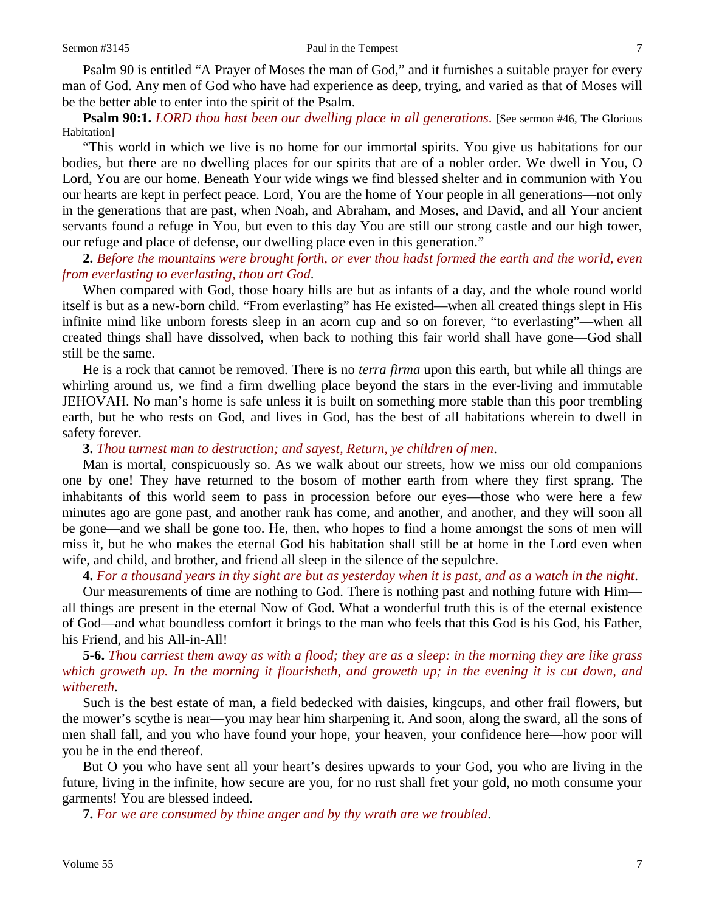Psalm 90 is entitled "A Prayer of Moses the man of God," and it furnishes a suitable prayer for every man of God. Any men of God who have had experience as deep, trying, and varied as that of Moses will be the better able to enter into the spirit of the Psalm.

**Psalm 90:1.** *LORD thou hast been our dwelling place in all generations.* [See sermon #46, The Glorious Habitation]

"This world in which we live is no home for our immortal spirits. You give us habitations for our bodies, but there are no dwelling places for our spirits that are of a nobler order. We dwell in You, O Lord, You are our home. Beneath Your wide wings we find blessed shelter and in communion with You our hearts are kept in perfect peace. Lord, You are the home of Your people in all generations—not only in the generations that are past, when Noah, and Abraham, and Moses, and David, and all Your ancient servants found a refuge in You, but even to this day You are still our strong castle and our high tower, our refuge and place of defense, our dwelling place even in this generation."

**2.** *Before the mountains were brought forth, or ever thou hadst formed the earth and the world, even from everlasting to everlasting, thou art God.*

When compared with God, those hoary hills are but as infants of a day, and the whole round world itself is but as a new-born child. "From everlasting" has He existed—when all created things slept in His infinite mind like unborn forests sleep in an acorn cup and so on forever, "to everlasting"—when all created things shall have dissolved, when back to nothing this fair world shall have gone—God shall still be the same.

He is a rock that cannot be removed. There is no *terra firma* upon this earth, but while all things are whirling around us, we find a firm dwelling place beyond the stars in the ever-living and immutable JEHOVAH. No man's home is safe unless it is built on something more stable than this poor trembling earth, but he who rests on God, and lives in God, has the best of all habitations wherein to dwell in safety forever.

**3.** *Thou turnest man to destruction; and sayest, Return, ye children of men.*

Man is mortal, conspicuously so. As we walk about our streets, how we miss our old companions one by one! They have returned to the bosom of mother earth from where they first sprang. The inhabitants of this world seem to pass in procession before our eyes—those who were here a few minutes ago are gone past, and another rank has come, and another, and another, and they will soon all be gone—and we shall be gone too. He, then, who hopes to find a home amongst the sons of men will miss it, but he who makes the eternal God his habitation shall still be at home in the Lord even when wife, and child, and brother, and friend all sleep in the silence of the sepulchre.

**4.** *For a thousand years in thy sight are but as yesterday when it is past, and as a watch in the night.*

Our measurements of time are nothing to God. There is nothing past and nothing future with Him—all things are present in the eternal Now of God. What a wonderful truth this is of the eternal existence of God—and what boundless comfort it brings to the man who feels that this God is his God, his Father, his Friend, and his All-in-All!

**5-6.** *Thou carriest them away as with a flood; they are as a sleep: in the morning they are like grass which groweth up. In the morning it flourisheth, and groweth up; in the evening it is cut down, and withereth.*

Such is the best estate of man, a field bedecked with daisies, kingcups, and other frail flowers, but the mower's scythe is near—you may hear him sharpening it. And soon, along the sward, all the sons of men shall fall, and you who have found your hope, your heaven, your confidence here—how poor will you be in the end thereof.

But O you who have sent all your heart's desires upwards to your God, you who are living in the future, living in the infinite, how secure are you, for no rust shall fret your gold, no moth consume your garments! You are blessed indeed.

**7.** *For we are consumed by thine anger and by thy wrath are we troubled.*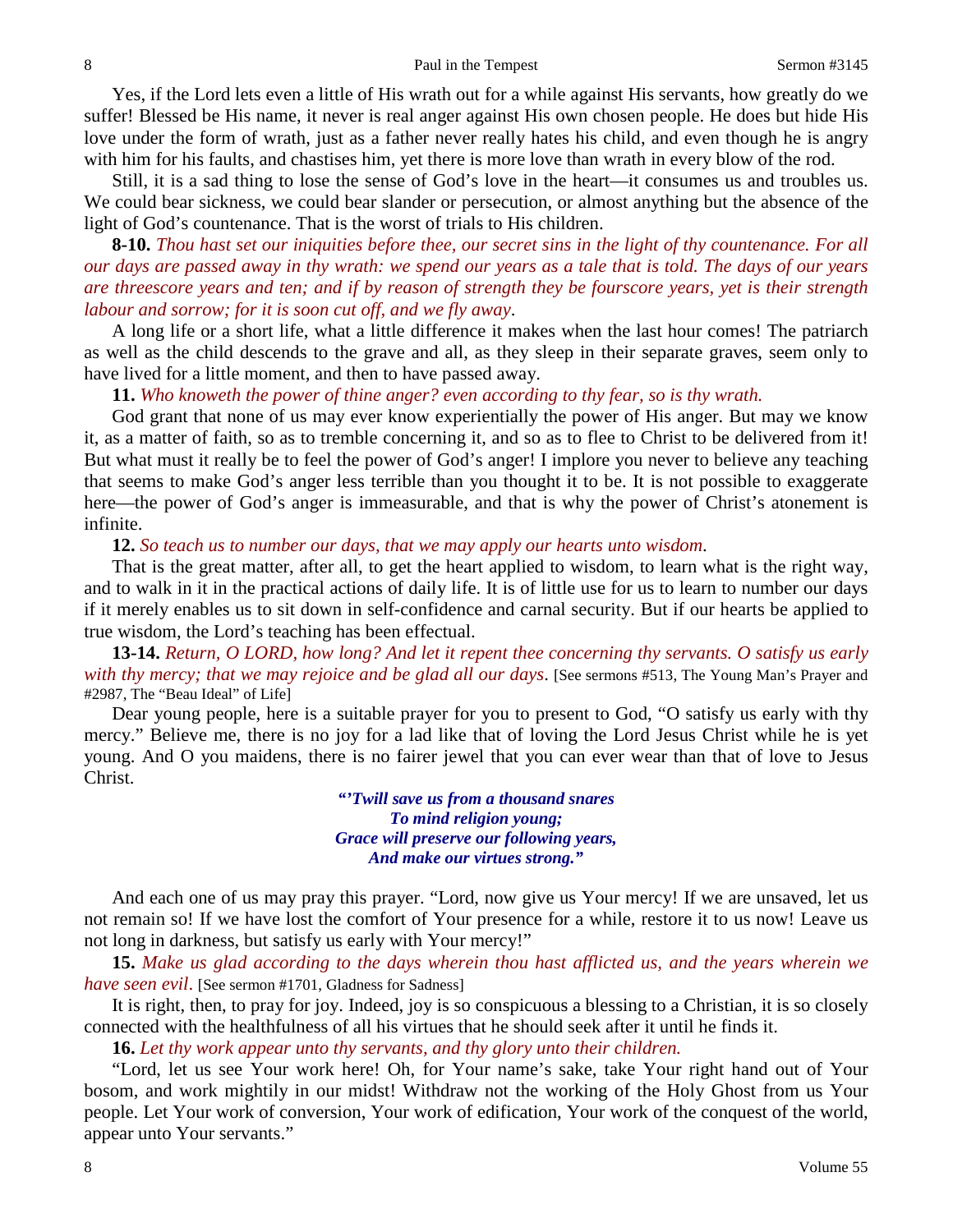Yes, if the Lord lets even a little of His wrath out for a while against His servants, how greatly do we suffer! Blessed be His name, it never is real anger against His own chosen people. He does but hide His love under the form of wrath, just as a father never really hates his child, and even though he is angry with him for his faults, and chastises him, yet there is more love than wrath in every blow of the rod.

Still, it is a sad thing to lose the sense of God's love in the heart—it consumes us and troubles us. We could bear sickness, we could bear slander or persecution, or almost anything but the absence of the light of God's countenance. That is the worst of trials to His children.

**8-10.** *Thou hast set our iniquities before thee, our secret sins in the light of thy countenance. For all our days are passed away in thy wrath: we spend our years as a tale that is told. The days of our years are threescore years and ten; and if by reason of strength they be fourscore years, yet is their strength labour and sorrow; for it is soon cut off, and we fly away*.

A long life or a short life, what a little difference it makes when the last hour comes! The patriarch as well as the child descends to the grave and all, as they sleep in their separate graves, seem only to have lived for a little moment, and then to have passed away.

**11.** *Who knoweth the power of thine anger? even according to thy fear, so is thy wrath.*

God grant that none of us may ever know experientially the power of His anger. But may we know it, as a matter of faith, so as to tremble concerning it, and so as to flee to Christ to be delivered from it! But what must it really be to feel the power of God's anger! I implore you never to believe any teaching that seems to make God's anger less terrible than you thought it to be. It is not possible to exaggerate here—the power of God's anger is immeasurable, and that is why the power of Christ's atonement is infinite.

**12.** *So teach us to number our days, that we may apply our hearts unto wisdom*.

That is the great matter, after all, to get the heart applied to wisdom, to learn what is the right way, and to walk in it in the practical actions of daily life. It is of little use for us to learn to number our days if it merely enables us to sit down in self-confidence and carnal security. But if our hearts be applied to true wisdom, the Lord's teaching has been effectual.

**13-14.** *Return, O LORD, how long? And let it repent thee concerning thy servants. O satisfy us early with thy mercy; that we may rejoice and be glad all our days*. [See sermons #513, The Young Man's Prayer and #2987, The "Beau Ideal" of Life]

Dear young people, here is a suitable prayer for you to present to God, "O satisfy us early with thy mercy." Believe me, there is no joy for a lad like that of loving the Lord Jesus Christ while he is yet young. And O you maidens, there is no fairer jewel that you can ever wear than that of love to Jesus Christ.

> ***"'Twill save us from a thousand snares***
> ***To mind religion young;***
> ***Grace will preserve our following years,***
> ***And make our virtues strong."***

And each one of us may pray this prayer. "Lord, now give us Your mercy! If we are unsaved, let us not remain so! If we have lost the comfort of Your presence for a while, restore it to us now! Leave us not long in darkness, but satisfy us early with Your mercy!"

**15.** *Make us glad according to the days wherein thou hast afflicted us, and the years wherein we have seen evil*. [See sermon #1701, Gladness for Sadness]

It is right, then, to pray for joy. Indeed, joy is so conspicuous a blessing to a Christian, it is so closely connected with the healthfulness of all his virtues that he should seek after it until he finds it.

**16.** *Let thy work appear unto thy servants, and thy glory unto their children.*

"Lord, let us see Your work here! Oh, for Your name's sake, take Your right hand out of Your bosom, and work mightily in our midst! Withdraw not the working of the Holy Ghost from us Your people. Let Your work of conversion, Your work of edification, Your work of the conquest of the world, appear unto Your servants."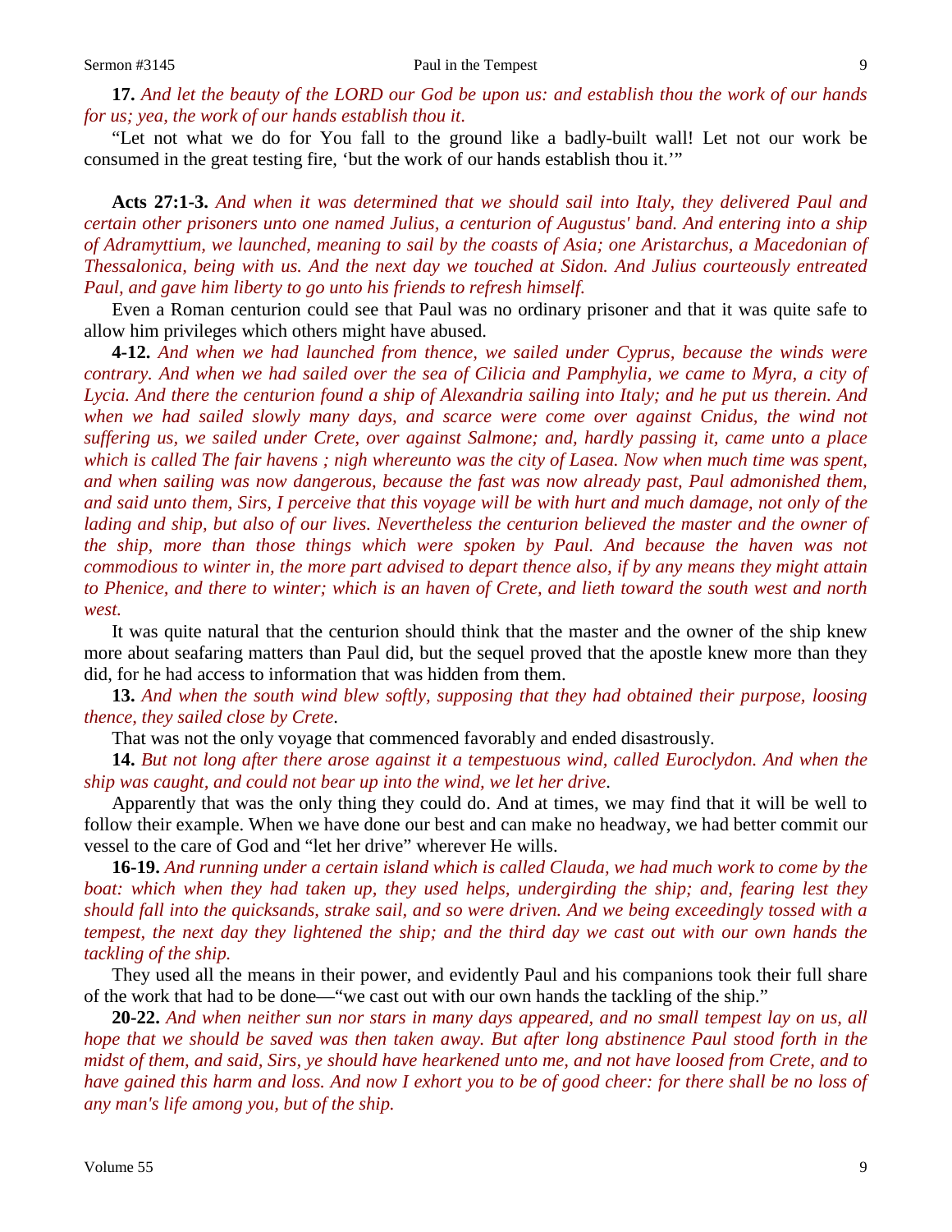**17.** *And let the beauty of the LORD our God be upon us: and establish thou the work of our hands for us; yea, the work of our hands establish thou it.*

"Let not what we do for You fall to the ground like a badly-built wall! Let not our work be consumed in the great testing fire, 'but the work of our hands establish thou it.'"

**Acts 27:1-3.** *And when it was determined that we should sail into Italy, they delivered Paul and certain other prisoners unto one named Julius, a centurion of Augustus' band. And entering into a ship of Adramyttium, we launched, meaning to sail by the coasts of Asia; one Aristarchus, a Macedonian of Thessalonica, being with us. And the next day we touched at Sidon. And Julius courteously entreated Paul, and gave him liberty to go unto his friends to refresh himself.*

Even a Roman centurion could see that Paul was no ordinary prisoner and that it was quite safe to allow him privileges which others might have abused.

**4-12.** *And when we had launched from thence, we sailed under Cyprus, because the winds were contrary. And when we had sailed over the sea of Cilicia and Pamphylia, we came to Myra, a city of Lycia. And there the centurion found a ship of Alexandria sailing into Italy; and he put us therein. And when we had sailed slowly many days, and scarce were come over against Cnidus, the wind not suffering us, we sailed under Crete, over against Salmone; and, hardly passing it, came unto a place which is called The fair havens ; nigh whereunto was the city of Lasea. Now when much time was spent, and when sailing was now dangerous, because the fast was now already past, Paul admonished them, and said unto them, Sirs, I perceive that this voyage will be with hurt and much damage, not only of the lading and ship, but also of our lives. Nevertheless the centurion believed the master and the owner of the ship, more than those things which were spoken by Paul. And because the haven was not commodious to winter in, the more part advised to depart thence also, if by any means they might attain to Phenice, and there to winter; which is an haven of Crete, and lieth toward the south west and north west.*

It was quite natural that the centurion should think that the master and the owner of the ship knew more about seafaring matters than Paul did, but the sequel proved that the apostle knew more than they did, for he had access to information that was hidden from them.

**13.** *And when the south wind blew softly, supposing that they had obtained their purpose, loosing thence, they sailed close by Crete.*

That was not the only voyage that commenced favorably and ended disastrously.

**14.** *But not long after there arose against it a tempestuous wind, called Euroclydon. And when the ship was caught, and could not bear up into the wind, we let her drive.*

Apparently that was the only thing they could do. And at times, we may find that it will be well to follow their example. When we have done our best and can make no headway, we had better commit our vessel to the care of God and "let her drive" wherever He wills.

**16-19.** *And running under a certain island which is called Clauda, we had much work to come by the boat: which when they had taken up, they used helps, undergirding the ship; and, fearing lest they should fall into the quicksands, strake sail, and so were driven. And we being exceedingly tossed with a tempest, the next day they lightened the ship; and the third day we cast out with our own hands the tackling of the ship.*

They used all the means in their power, and evidently Paul and his companions took their full share of the work that had to be done—"we cast out with our own hands the tackling of the ship."

**20-22.** *And when neither sun nor stars in many days appeared, and no small tempest lay on us, all hope that we should be saved was then taken away. But after long abstinence Paul stood forth in the midst of them, and said, Sirs, ye should have hearkened unto me, and not have loosed from Crete, and to have gained this harm and loss. And now I exhort you to be of good cheer: for there shall be no loss of any man's life among you, but of the ship.*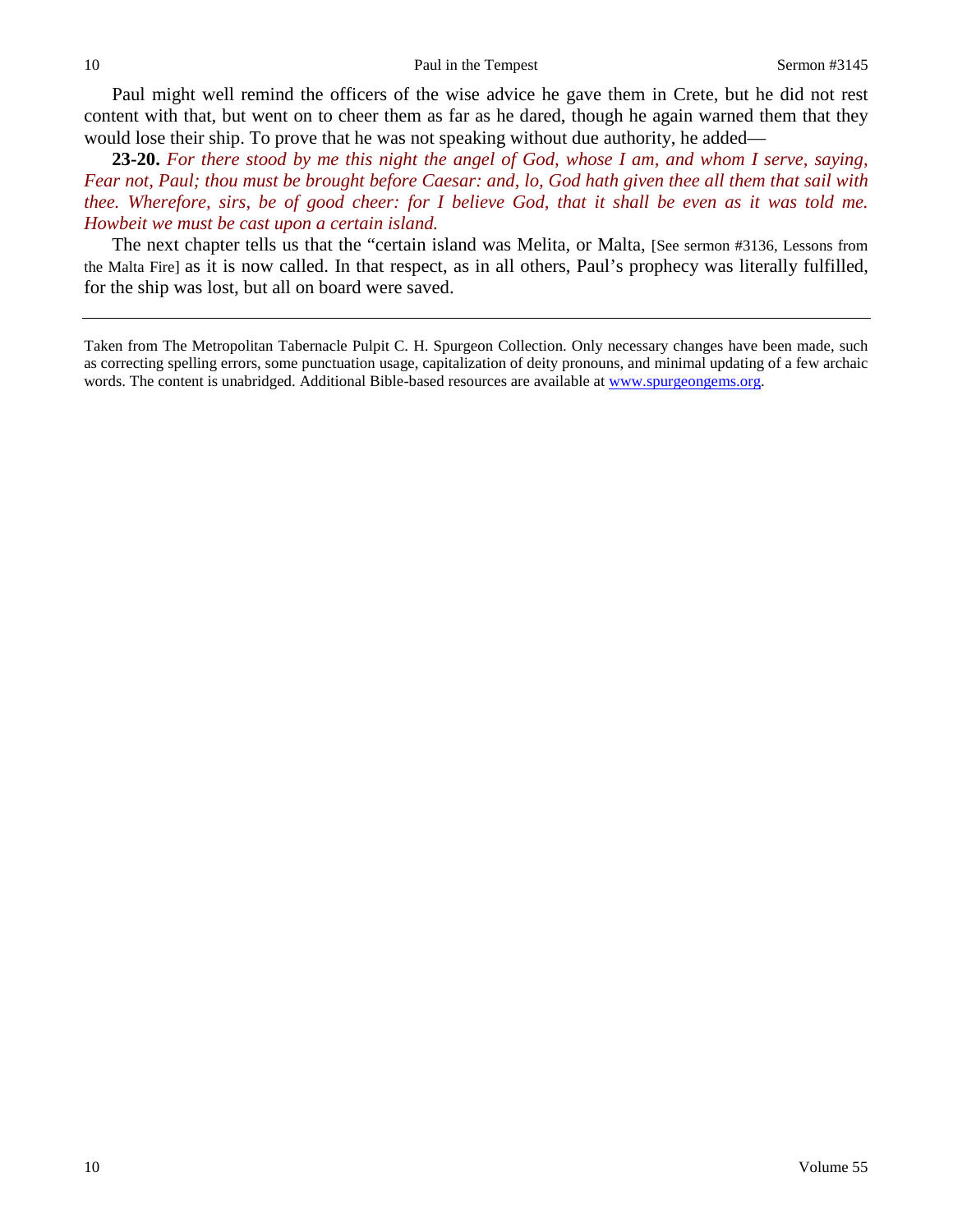Paul might well remind the officers of the wise advice he gave them in Crete, but he did not rest content with that, but went on to cheer them as far as he dared, though he again warned them that they would lose their ship. To prove that he was not speaking without due authority, he added—

**23-20.** *For there stood by me this night the angel of God, whose I am, and whom I serve, saying, Fear not, Paul; thou must be brought before Caesar: and, lo, God hath given thee all them that sail with thee. Wherefore, sirs, be of good cheer: for I believe God, that it shall be even as it was told me. Howbeit we must be cast upon a certain island.*

The next chapter tells us that the "certain island was Melita, or Malta, [See sermon #3136, Lessons from the Malta Fire] as it is now called. In that respect, as in all others, Paul's prophecy was literally fulfilled, for the ship was lost, but all on board were saved.

---

Taken from The Metropolitan Tabernacle Pulpit C. H. Spurgeon Collection. Only necessary changes have been made, such as correcting spelling errors, some punctuation usage, capitalization of deity pronouns, and minimal updating of a few archaic words. The content is unabridged. Additional Bible-based resources are available at www.spurgeongems.org.